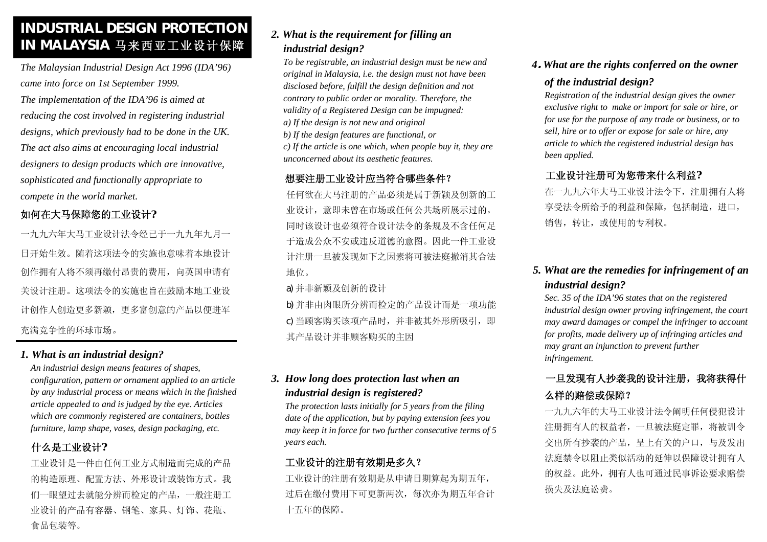# INDUSTRIAL DESIGN PROTECTION IN MALAYSIA 马来西亚工业设计保障

*The Malaysian Industrial Design Act 1996 (IDA'96) came into force on 1st September 1999. The implementation of the IDA'96 is aimed at reducing the cost involved in registering industrial designs, which previously had to be done in the UK. The act also aims at encouraging local industrial designers to design products which are innovative, sophisticated and functionally appropriate to compete in the world market.*

**如何在大马保障您的工业设计?**

一九九六年大马工业设计法令经已于一九九年九月一日开始生效。随着这项法令的实施也意味着本地设计创作拥有人将不须再缴付昂贵的费用，向英国申请有关设计注册。这项法令的实施也旨在鼓励本地工业设计创作人创造更多新颖，更多富创意的产品以便进军充满竞争性的环球市场。

## *1. What is an industrial design?*

*An industrial design means features of shapes, configuration, pattern or ornament applied to an article by any industrial process or means which in the finished article appealed to and is judged by the eye. Articles which are commonly registered are containers, bottles furniture, lamp shape, vases, design packaging, etc.*

**什么是工业设计?**

工业设计是一件由任何工业方式制造而完成的产品的构造原理、配置方法、外形设计或装饰方式。我们一眼望过去就能分辨而检定的产品，一般注册工业设计的产品有容器、钢笔、家具、灯饰、花瓶、食品包装等。

## *2. What is the requirement for filling an industrial design?*

*To be registrable, an industrial design must be new and original in Malaysia, i.e. the design must not have been disclosed before, fulfill the design definition and not contrary to public order or morality. Therefore, the validity of a Registered Design can be impugned:*
*a) If the design is not new and original*
*b) If the design features are functional, or*
*c) If the article is one which, when people buy it, they are unconcerned about its aesthetic features.*

**想要注册工业设计应当符合哪些条件?**

任何欲在大马注册的产品必须是属于新颖及创新的工业设计，意即未曾在市场或任何公共场所展示过的。同时该设计也必须符合设计法令的条规及不含任何足于造成公众不安或违反道德的意图。因此一件工业设计注册一旦被发现如下之因素将可被法庭撤消其合法地位。

a) 并非新颖及创新的设计

b) 并非由肉眼所分辨而检定的产品设计而是一项功能

c) 当顾客购买该项产品时，并非被其外形所吸引，即其产品设计并非顾客购买的主因

## *3. How long does protection last when an industrial design is registered?*

*The protection lasts initially for 5 years from the filing date of the application, but by paying extension fees you may keep it in force for two further consecutive terms of 5 years each.*

**工业设计的注册有效期是多久?**

工业设计的注册有效期是从申请日期算起为期五年，过后在缴付费用下可更新两次，每次亦为期五年合计十五年的保障。

## *4. What are the rights conferred on the owner of the industrial design?*

*Registration of the industrial design gives the owner exclusive right to make or import for sale or hire, or for use for the purpose of any trade or business, or to sell, hire or to offer or expose for sale or hire, any article to which the registered industrial design has been applied.*

**工业设计注册可为您带来什么利益?**

在一九九六年大马工业设计法令下，注册拥有人将享受法令所给予的利益和保障，包括制造，进口，销售，转让，或使用的专利权。

## *5. What are the remedies for infringement of an industrial design?*

*Sec. 35 of the IDA'96 states that on the registered industrial design owner proving infringement, the court may award damages or compel the infringer to account for profits, made delivery up of infringing articles and may grant an injunction to prevent further infringement.*

**一旦发现有人抄袭我的设计注册，我将获得什么样的赔偿或保障?**

一九九六年的大马工业设计法令阐明任何侵犯设计注册拥有人的权益者，一旦被法庭定罪，将被训令交出所有抄袭的产品，呈上有关的户口，与及发出法庭禁令以阻止类似活动的延伸以保障设计拥有人的权益。此外，拥有人也可通过民事诉讼要求赔偿损失及法庭讼费。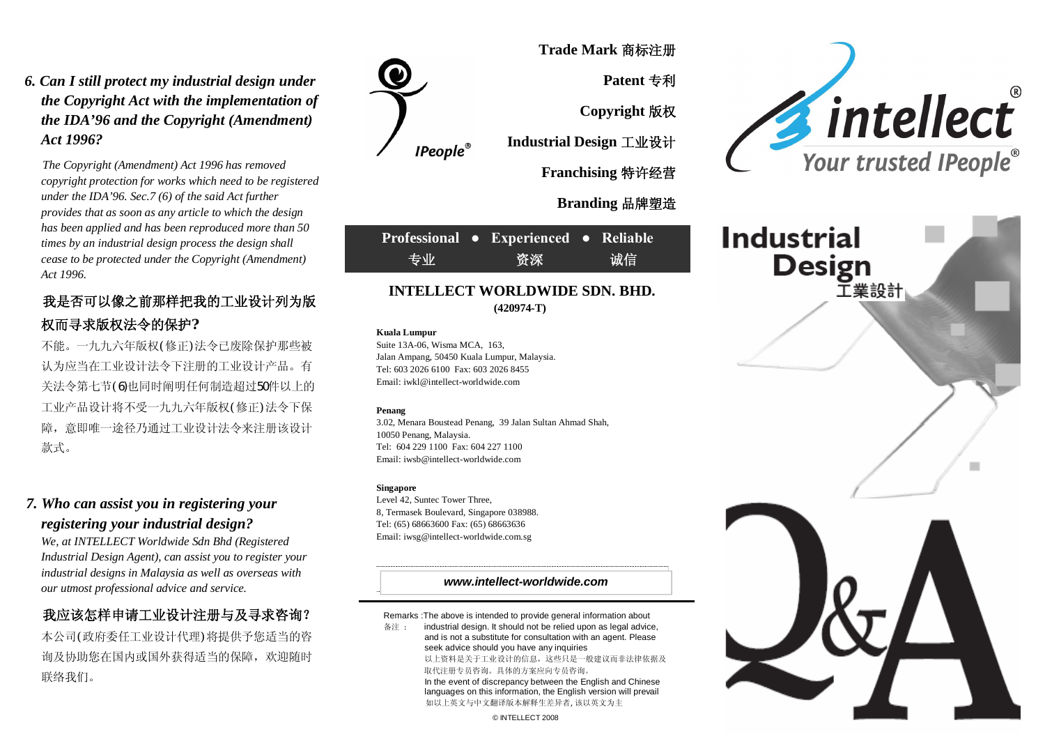### *6. Can I still protect my industrial design under the Copyright Act with the implementation of the IDA'96 and the Copyright (Amendment) Act 1996?*

*The Copyright (Amendment) Act 1996 has removed copyright protection for works which need to be registered under the IDA'96. Sec.7 (6) of the said Act further provides that as soon as any article to which the design has been applied and has been reproduced more than 50 times by an industrial design process the design shall cease to be protected under the Copyright (Amendment) Act 1996.*

### 我是否可以像之前那样把我的工业设计列为版权而寻求版权法令的保护?

不能。一九九六年版权(修正)法令已废除保护那些被认为应当在工业设计法令下注册的工业设计产品。有关法令第七节(6)也同时阐明任何制造超过50件以上的工业产品设计将不受一九九六年版权(修正)法令下保障，意即唯一途径乃通过工业设计法令来注册该设计款式。

### *7. Who can assist you in registering your registering your industrial design?*

*We, at INTELLECT Worldwide Sdn Bhd (Registered Industrial Design Agent), can assist you to register your industrial designs in Malaysia as well as overseas with our utmost professional advice and service.*

### 我应该怎样申请工业设计注册与及寻求咨询?

本公司(政府委任工业设计代理)将提供予您适当的咨询及协助您在国内或国外获得适当的保障，欢迎随时联络我们。

IPeople®

**Trade Mark 商标注册**

**Patent 专利**

**Copyright 版权**

**Industrial Design 工业设计**

**Franchising 特许经营**

**Branding 品牌塑造**

**Professional ● Experienced ● Reliable**
**专业 资深 诚信**

## INTELLECT WORLDWIDE SDN. BHD.
**(420974-T)**

**Kuala Lumpur**
Suite 13A-06, Wisma MCA, 163,
Jalan Ampang, 50450 Kuala Lumpur, Malaysia.
Tel: 603 2026 6100 Fax: 603 2026 8455
Email: iwkl@intellect-worldwide.com

**Penang**
3.02, Menara Boustead Penang, 39 Jalan Sultan Ahmad Shah,
10050 Penang, Malaysia.
Tel: 604 229 1100 Fax: 604 227 1100
Email: iwsb@intellect-worldwide.com

**Singapore**
Level 42, Suntec Tower Three,
8, Termasek Boulevard, Singapore 038988.
Tel: (65) 68663600 Fax: (65) 68663636
Email: iwsg@intellect-worldwide.com.sg

***www.intellect-worldwide.com***

Remarks : The above is intended to provide general information about industrial design. It should not be relied upon as legal advice, and is not a substitute for consultation with an agent. Please seek advice should you have any inquiries

备注：以上资料是关于工业设计的信息，这些只是一般建议而非法律依据及取代注册专员咨询。具体的方案应向专员咨询。

In the event of discrepancy between the English and Chinese languages on this information, the English version will prevail

如以上英文与中文翻译版本解释生差异者，该以英文为主

© INTELLECT 2008

intellect®
Your trusted IPeople®

# Industrial Design
工業設計

# Q&A